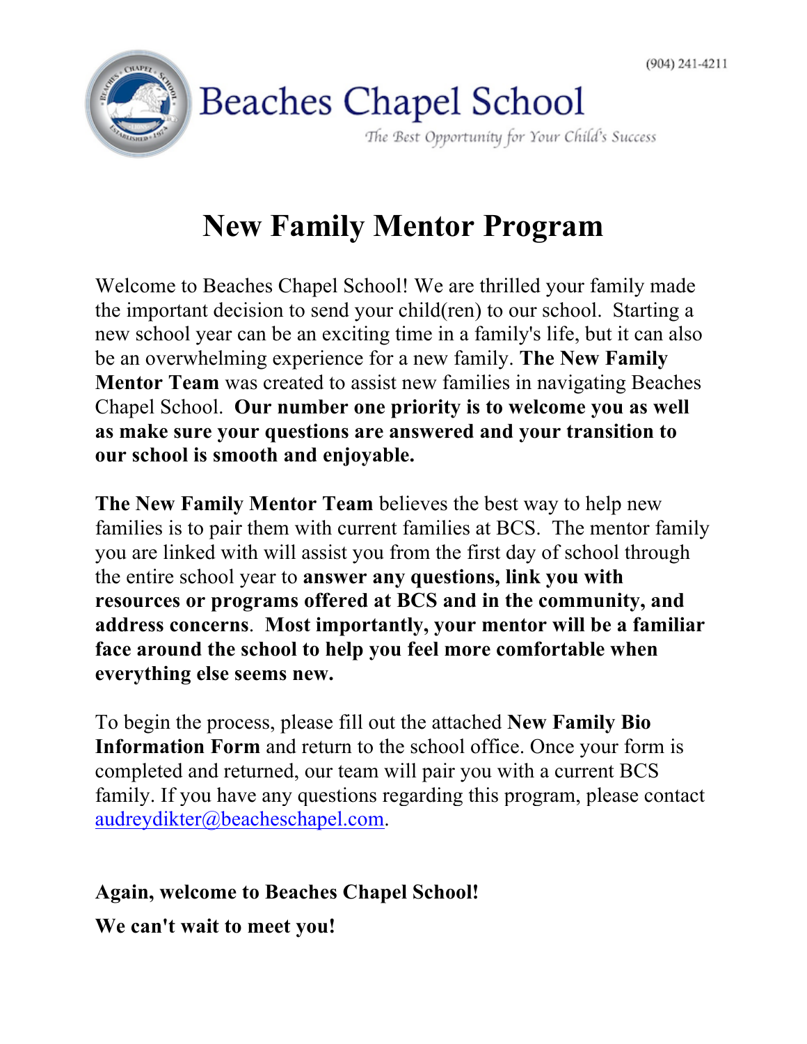(904) 241-4211

**Beaches Chapel School**

*The Best Opportunity for Your Child's Success*

# New Family Mentor Program

Welcome to Beaches Chapel School! We are thrilled your family made the important decision to send your child(ren) to our school. Starting a new school year can be an exciting time in a family's life, but it can also be an overwhelming experience for a new family. **The New Family Mentor Team** was created to assist new families in navigating Beaches Chapel School. **Our number one priority is to welcome you as well as make sure your questions are answered and your transition to our school is smooth and enjoyable.**

**The New Family Mentor Team** believes the best way to help new families is to pair them with current families at BCS. The mentor family you are linked with will assist you from the first day of school through the entire school year to **answer any questions, link you with resources or programs offered at BCS and in the community, and address concerns**. **Most importantly, your mentor will be a familiar face around the school to help you feel more comfortable when everything else seems new.**

To begin the process, please fill out the attached **New Family Bio Information Form** and return to the school office. Once your form is completed and returned, our team will pair you with a current BCS family. If you have any questions regarding this program, please contact audreydikter@beacheschapel.com.

**Again, welcome to Beaches Chapel School!**

**We can't wait to meet you!**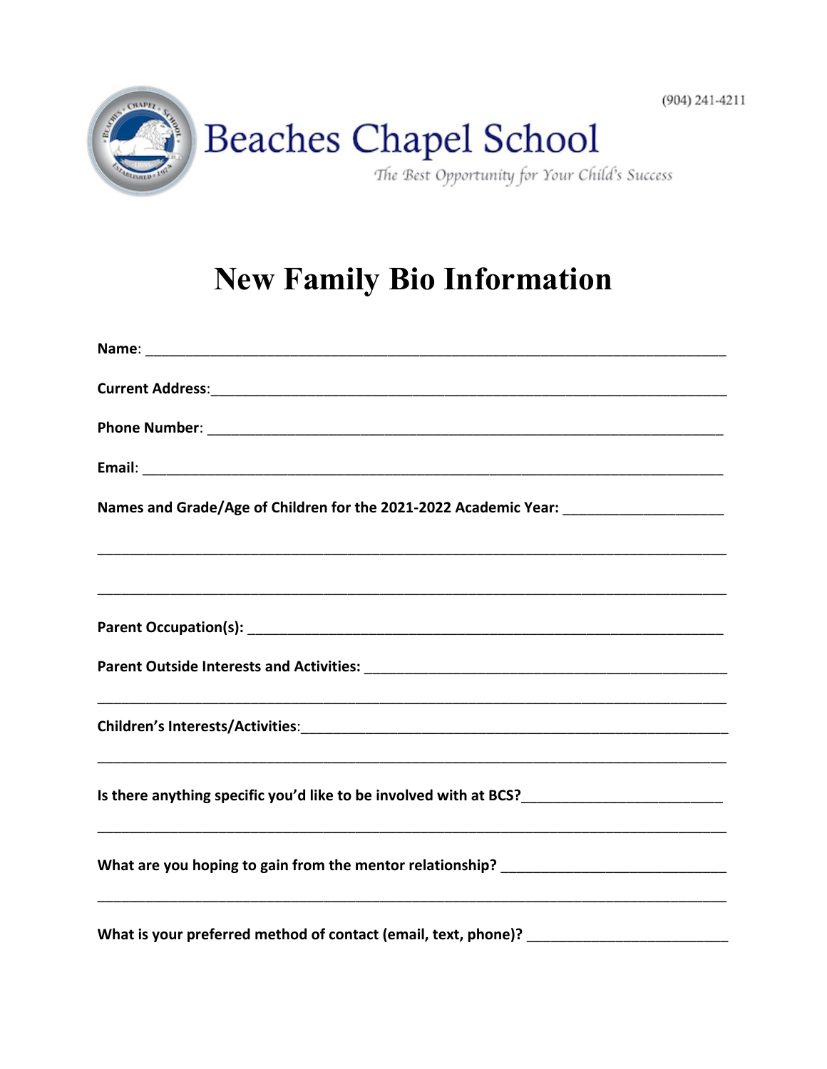(904) 241-4211

# Beaches Chapel School

*The Best Opportunity for Your Child's Success*

# New Family Bio Information

**Name**: ______________________________________________________________________

**Current Address**:______________________________________________________________

**Phone Number**: _______________________________________________________________

**Email**: ______________________________________________________________________

**Names and Grade/Age of Children for the 2021-2022 Academic Year:** ___________________

_______________________________________________________________________________

_______________________________________________________________________________

**Parent Occupation(s):** ___________________________________________________________

**Parent Outside Interests and Activities:** ____________________________________________

_______________________________________________________________________________

**Children's Interests/Activities**:____________________________________________________

_______________________________________________________________________________

**Is there anything specific you'd like to be involved with at BCS?**________________________

_______________________________________________________________________________

**What are you hoping to gain from the mentor relationship?** ____________________________

_______________________________________________________________________________

**What is your preferred method of contact (email, text, phone)?** ________________________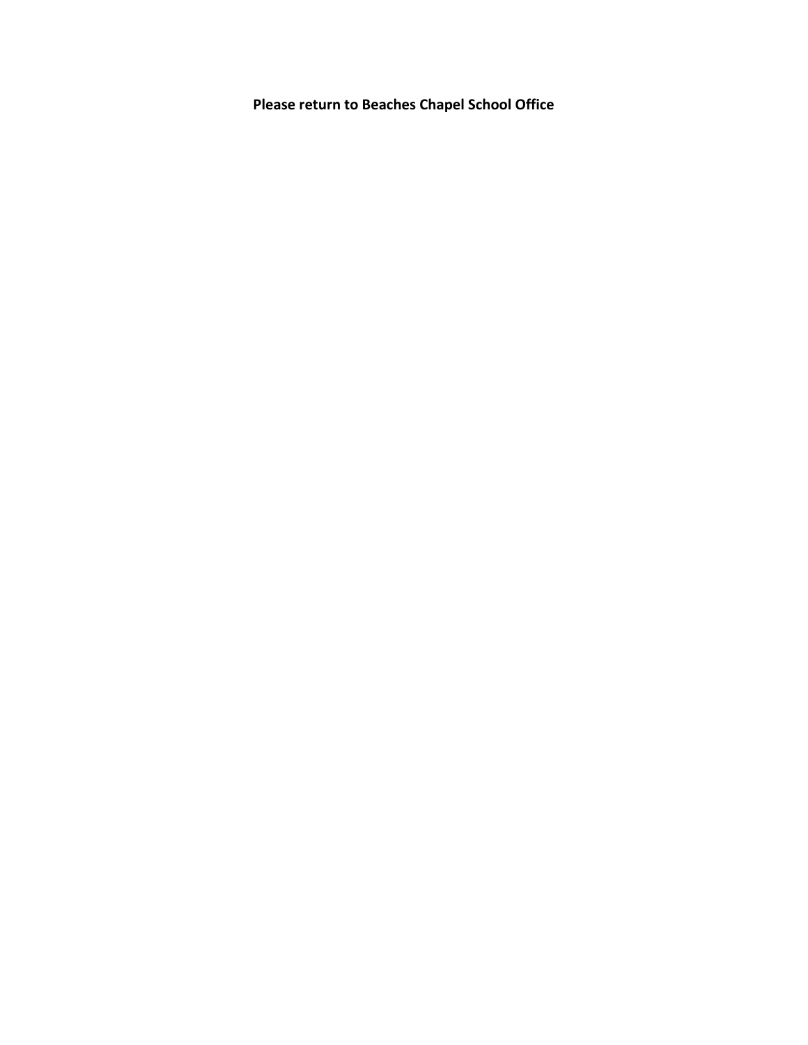**Please return to Beaches Chapel School Office**